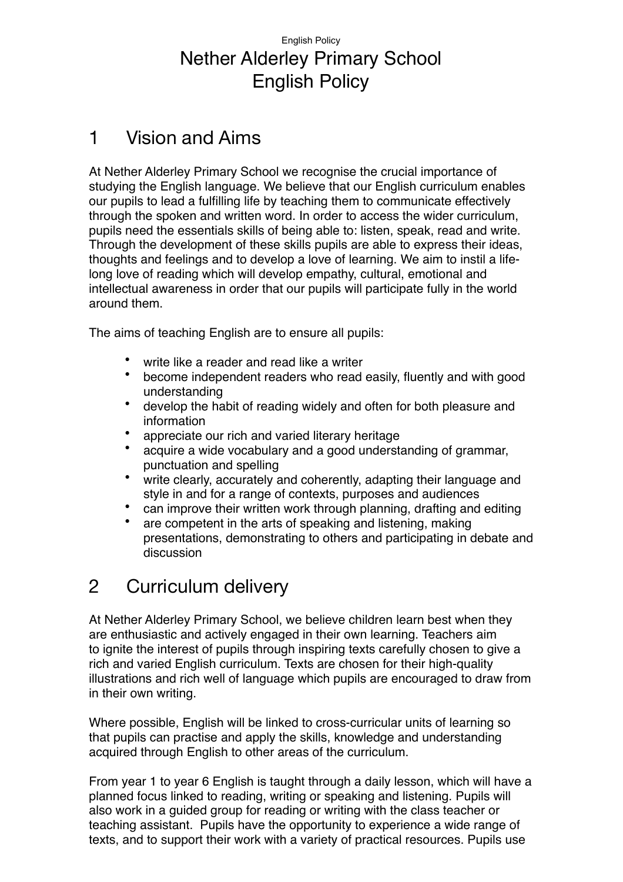# Nether Alderley Primary School English Policy

## 1 Vision and Aims

At Nether Alderley Primary School we recognise the crucial importance of studying the English language. We believe that our English curriculum enables our pupils to lead a fulfilling life by teaching them to communicate effectively through the spoken and written word. In order to access the wider curriculum, pupils need the essentials skills of being able to: listen, speak, read and write. Through the development of these skills pupils are able to express their ideas, thoughts and feelings and to develop a love of learning. We aim to instil a life-long love of reading which will develop empathy, cultural, emotional and intellectual awareness in order that our pupils will participate fully in the world around them.

The aims of teaching English are to ensure all pupils:

- write like a reader and read like a writer
- become independent readers who read easily, fluently and with good understanding
- develop the habit of reading widely and often for both pleasure and information
- appreciate our rich and varied literary heritage
- acquire a wide vocabulary and a good understanding of grammar, punctuation and spelling
- write clearly, accurately and coherently, adapting their language and style in and for a range of contexts, purposes and audiences
- can improve their written work through planning, drafting and editing
- are competent in the arts of speaking and listening, making presentations, demonstrating to others and participating in debate and discussion

## 2 Curriculum delivery

At Nether Alderley Primary School, we believe children learn best when they are enthusiastic and actively engaged in their own learning. Teachers aim to ignite the interest of pupils through inspiring texts carefully chosen to give a rich and varied English curriculum. Texts are chosen for their high-quality illustrations and rich well of language which pupils are encouraged to draw from in their own writing.

Where possible, English will be linked to cross-curricular units of learning so that pupils can practise and apply the skills, knowledge and understanding acquired through English to other areas of the curriculum.

From year 1 to year 6 English is taught through a daily lesson, which will have a planned focus linked to reading, writing or speaking and listening. Pupils will also work in a guided group for reading or writing with the class teacher or teaching assistant. Pupils have the opportunity to experience a wide range of texts, and to support their work with a variety of practical resources. Pupils use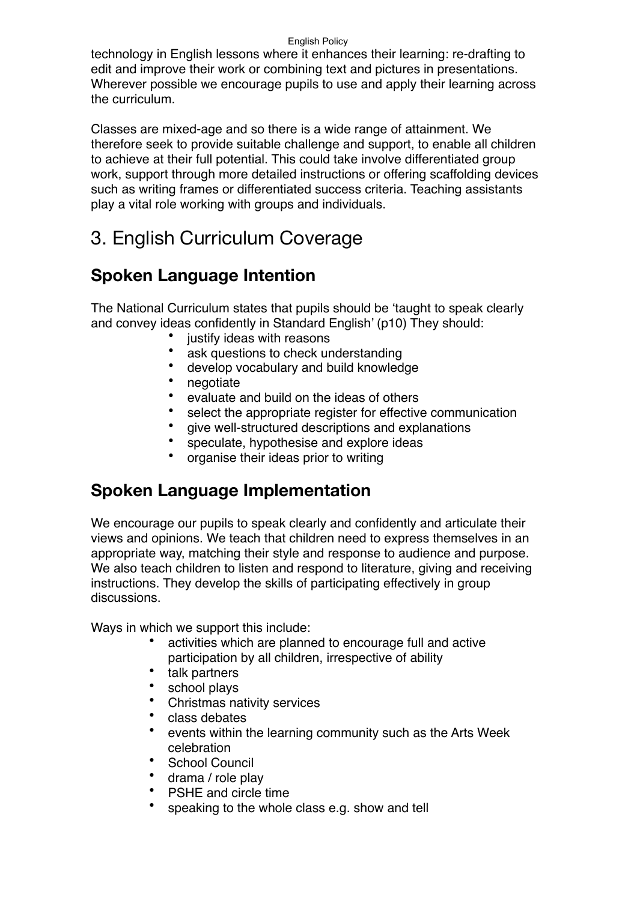technology in English lessons where it enhances their learning: re-drafting to edit and improve their work or combining text and pictures in presentations. Wherever possible we encourage pupils to use and apply their learning across the curriculum.

Classes are mixed-age and so there is a wide range of attainment. We therefore seek to provide suitable challenge and support, to enable all children to achieve at their full potential. This could take involve differentiated group work, support through more detailed instructions or offering scaffolding devices such as writing frames or differentiated success criteria. Teaching assistants play a vital role working with groups and individuals.

# 3. English Curriculum Coverage

## Spoken Language Intention

The National Curriculum states that pupils should be 'taught to speak clearly and convey ideas confidently in Standard English' (p10) They should:

- justify ideas with reasons
- ask questions to check understanding
- develop vocabulary and build knowledge
- negotiate
- evaluate and build on the ideas of others
- select the appropriate register for effective communication
- give well-structured descriptions and explanations
- speculate, hypothesise and explore ideas
- organise their ideas prior to writing

## Spoken Language Implementation

We encourage our pupils to speak clearly and confidently and articulate their views and opinions. We teach that children need to express themselves in an appropriate way, matching their style and response to audience and purpose. We also teach children to listen and respond to literature, giving and receiving instructions. They develop the skills of participating effectively in group discussions.

Ways in which we support this include:

- activities which are planned to encourage full and active participation by all children, irrespective of ability
- talk partners
- school plays
- Christmas nativity services
- class debates
- events within the learning community such as the Arts Week celebration
- School Council
- drama / role play
- PSHE and circle time
- speaking to the whole class e.g. show and tell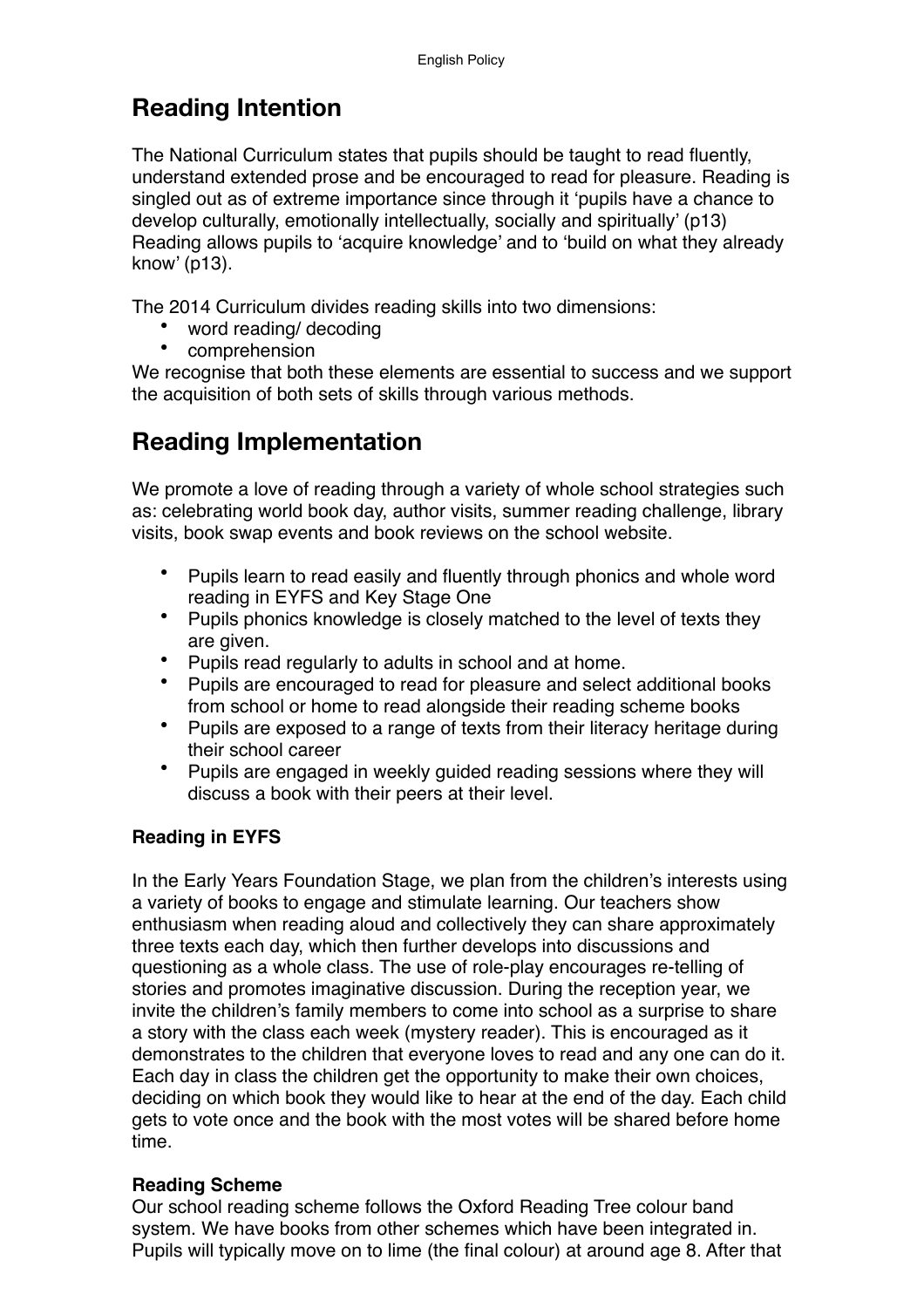## Reading Intention

The National Curriculum states that pupils should be taught to read fluently, understand extended prose and be encouraged to read for pleasure. Reading is singled out as of extreme importance since through it 'pupils have a chance to develop culturally, emotionally intellectually, socially and spiritually' (p13) Reading allows pupils to 'acquire knowledge' and to 'build on what they already know' (p13).

The 2014 Curriculum divides reading skills into two dimensions:

- word reading/ decoding
- comprehension

We recognise that both these elements are essential to success and we support the acquisition of both sets of skills through various methods.

## Reading Implementation

We promote a love of reading through a variety of whole school strategies such as: celebrating world book day, author visits, summer reading challenge, library visits, book swap events and book reviews on the school website.

- Pupils learn to read easily and fluently through phonics and whole word reading in EYFS and Key Stage One
- Pupils phonics knowledge is closely matched to the level of texts they are given.
- Pupils read regularly to adults in school and at home.
- Pupils are encouraged to read for pleasure and select additional books from school or home to read alongside their reading scheme books
- Pupils are exposed to a range of texts from their literacy heritage during their school career
- Pupils are engaged in weekly guided reading sessions where they will discuss a book with their peers at their level.

### Reading in EYFS

In the Early Years Foundation Stage, we plan from the children's interests using a variety of books to engage and stimulate learning. Our teachers show enthusiasm when reading aloud and collectively they can share approximately three texts each day, which then further develops into discussions and questioning as a whole class. The use of role-play encourages re-telling of stories and promotes imaginative discussion. During the reception year, we invite the children's family members to come into school as a surprise to share a story with the class each week (mystery reader). This is encouraged as it demonstrates to the children that everyone loves to read and any one can do it. Each day in class the children get the opportunity to make their own choices, deciding on which book they would like to hear at the end of the day. Each child gets to vote once and the book with the most votes will be shared before home time.

### Reading Scheme

Our school reading scheme follows the Oxford Reading Tree colour band system. We have books from other schemes which have been integrated in. Pupils will typically move on to lime (the final colour) at around age 8. After that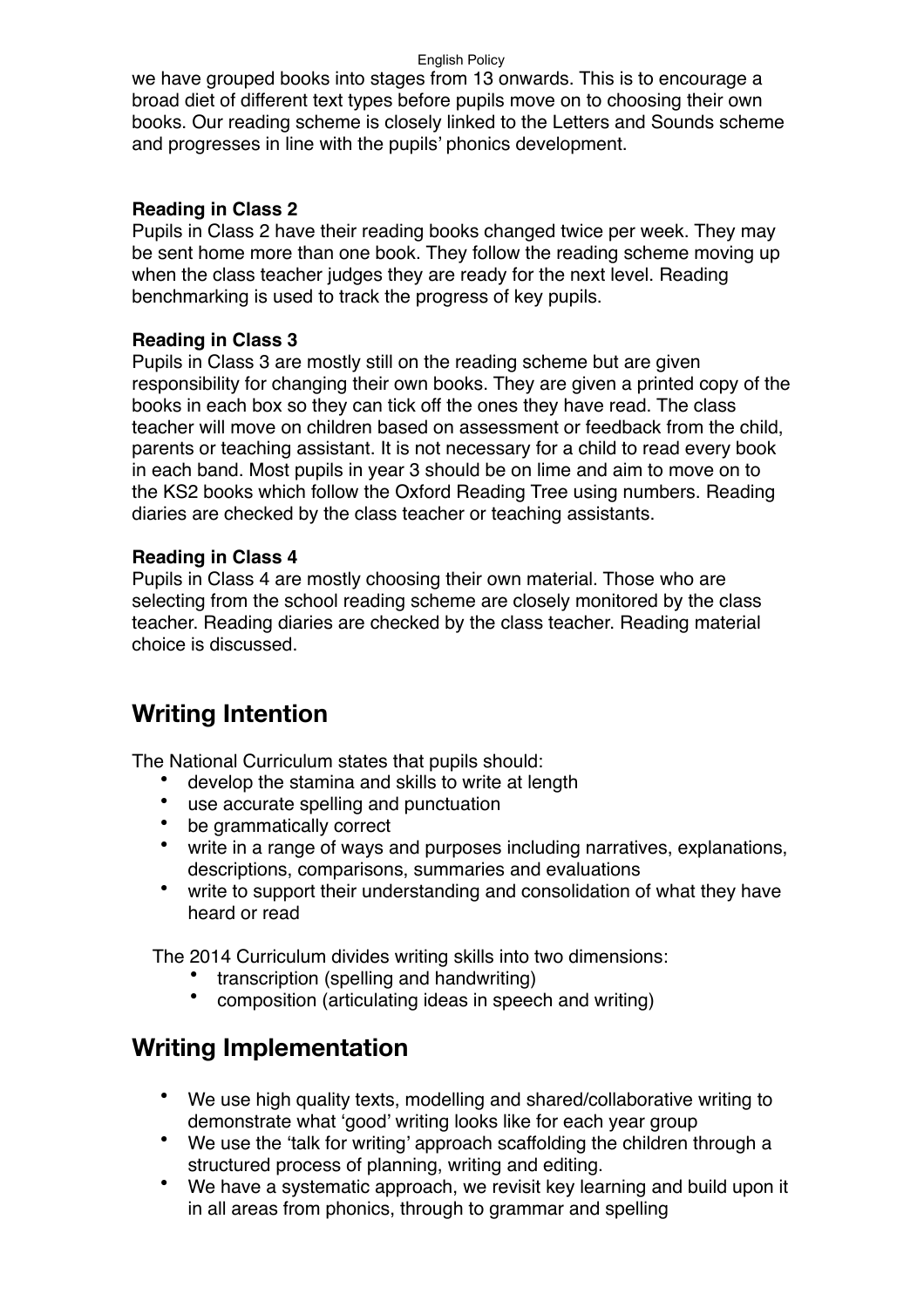we have grouped books into stages from 13 onwards. This is to encourage a broad diet of different text types before pupils move on to choosing their own books. Our reading scheme is closely linked to the Letters and Sounds scheme and progresses in line with the pupils' phonics development.

**Reading in Class 2**

Pupils in Class 2 have their reading books changed twice per week. They may be sent home more than one book. They follow the reading scheme moving up when the class teacher judges they are ready for the next level. Reading benchmarking is used to track the progress of key pupils.

**Reading in Class 3**

Pupils in Class 3 are mostly still on the reading scheme but are given responsibility for changing their own books. They are given a printed copy of the books in each box so they can tick off the ones they have read. The class teacher will move on children based on assessment or feedback from the child, parents or teaching assistant. It is not necessary for a child to read every book in each band. Most pupils in year 3 should be on lime and aim to move on to the KS2 books which follow the Oxford Reading Tree using numbers. Reading diaries are checked by the class teacher or teaching assistants.

**Reading in Class 4**

Pupils in Class 4 are mostly choosing their own material. Those who are selecting from the school reading scheme are closely monitored by the class teacher. Reading diaries are checked by the class teacher. Reading material choice is discussed.

## Writing Intention

The National Curriculum states that pupils should:

- develop the stamina and skills to write at length
- use accurate spelling and punctuation
- be grammatically correct
- write in a range of ways and purposes including narratives, explanations, descriptions, comparisons, summaries and evaluations
- write to support their understanding and consolidation of what they have heard or read

The 2014 Curriculum divides writing skills into two dimensions:

- transcription (spelling and handwriting)
- composition (articulating ideas in speech and writing)

## Writing Implementation

- We use high quality texts, modelling and shared/collaborative writing to demonstrate what 'good' writing looks like for each year group
- We use the 'talk for writing' approach scaffolding the children through a structured process of planning, writing and editing.
- We have a systematic approach, we revisit key learning and build upon it in all areas from phonics, through to grammar and spelling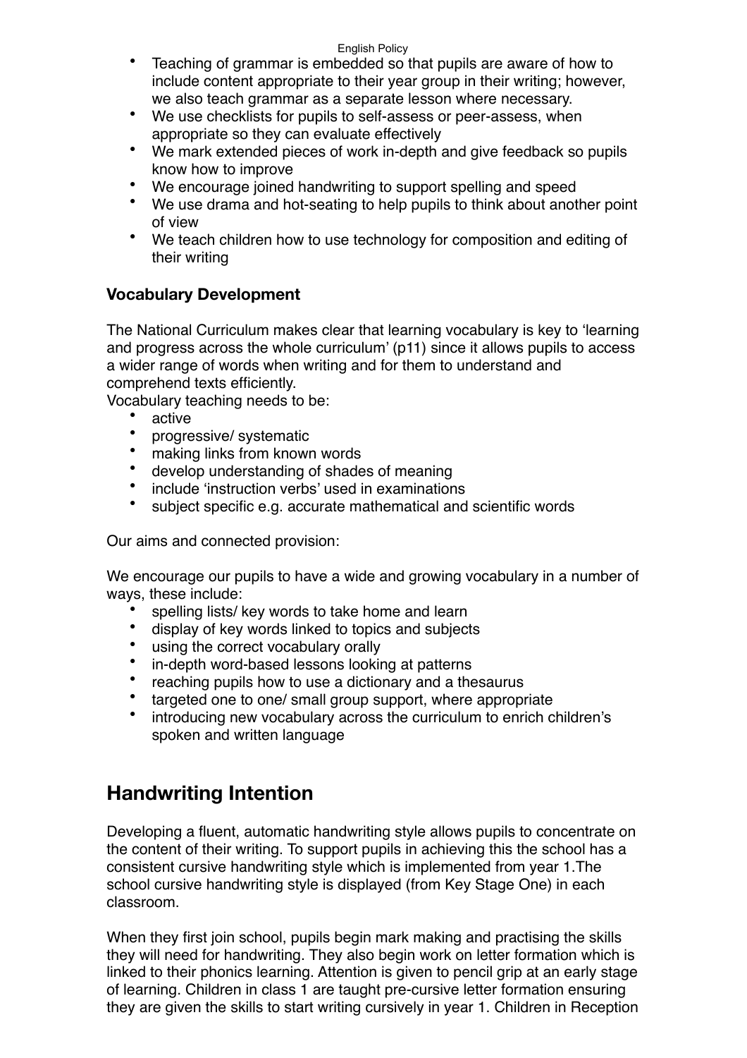- Teaching of grammar is embedded so that pupils are aware of how to include content appropriate to their year group in their writing; however, we also teach grammar as a separate lesson where necessary.
- We use checklists for pupils to self-assess or peer-assess, when appropriate so they can evaluate effectively
- We mark extended pieces of work in-depth and give feedback so pupils know how to improve
- We encourage joined handwriting to support spelling and speed
- We use drama and hot-seating to help pupils to think about another point of view
- We teach children how to use technology for composition and editing of their writing

**Vocabulary Development**

The National Curriculum makes clear that learning vocabulary is key to 'learning and progress across the whole curriculum' (p11) since it allows pupils to access a wider range of words when writing and for them to understand and comprehend texts efficiently.
Vocabulary teaching needs to be:

- active
- progressive/ systematic
- making links from known words
- develop understanding of shades of meaning
- include 'instruction verbs' used in examinations
- subject specific e.g. accurate mathematical and scientific words

Our aims and connected provision:

We encourage our pupils to have a wide and growing vocabulary in a number of ways, these include:

- spelling lists/ key words to take home and learn
- display of key words linked to topics and subjects
- using the correct vocabulary orally
- in-depth word-based lessons looking at patterns
- reaching pupils how to use a dictionary and a thesaurus
- targeted one to one/ small group support, where appropriate
- introducing new vocabulary across the curriculum to enrich children's spoken and written language

## Handwriting Intention

Developing a fluent, automatic handwriting style allows pupils to concentrate on the content of their writing. To support pupils in achieving this the school has a consistent cursive handwriting style which is implemented from year 1.The school cursive handwriting style is displayed (from Key Stage One) in each classroom.

When they first join school, pupils begin mark making and practising the skills they will need for handwriting. They also begin work on letter formation which is linked to their phonics learning. Attention is given to pencil grip at an early stage of learning. Children in class 1 are taught pre-cursive letter formation ensuring they are given the skills to start writing cursively in year 1. Children in Reception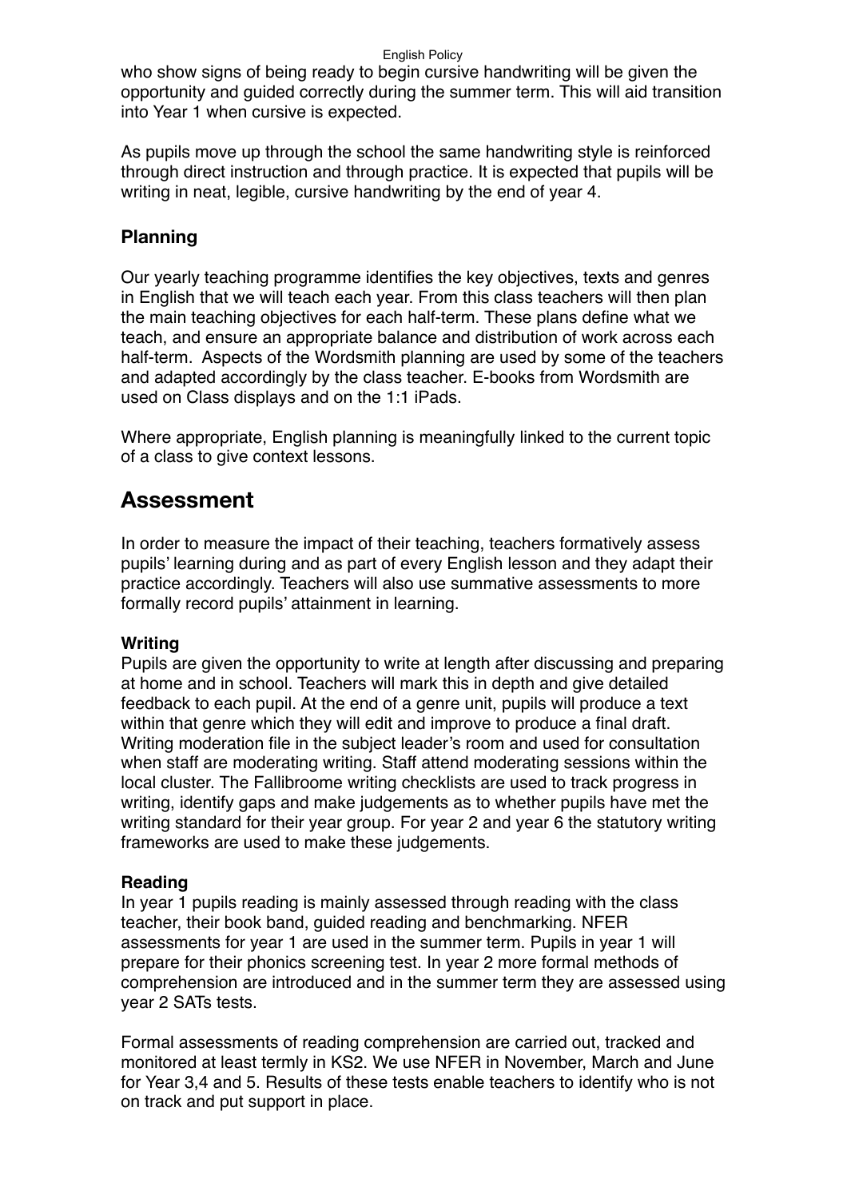who show signs of being ready to begin cursive handwriting will be given the opportunity and guided correctly during the summer term. This will aid transition into Year 1 when cursive is expected.

As pupils move up through the school the same handwriting style is reinforced through direct instruction and through practice. It is expected that pupils will be writing in neat, legible, cursive handwriting by the end of year 4.

### Planning

Our yearly teaching programme identifies the key objectives, texts and genres in English that we will teach each year. From this class teachers will then plan the main teaching objectives for each half-term. These plans define what we teach, and ensure an appropriate balance and distribution of work across each half-term. Aspects of the Wordsmith planning are used by some of the teachers and adapted accordingly by the class teacher. E-books from Wordsmith are used on Class displays and on the 1:1 iPads.

Where appropriate, English planning is meaningfully linked to the current topic of a class to give context lessons.

## Assessment

In order to measure the impact of their teaching, teachers formatively assess pupils' learning during and as part of every English lesson and they adapt their practice accordingly. Teachers will also use summative assessments to more formally record pupils' attainment in learning.

**Writing**
Pupils are given the opportunity to write at length after discussing and preparing at home and in school. Teachers will mark this in depth and give detailed feedback to each pupil. At the end of a genre unit, pupils will produce a text within that genre which they will edit and improve to produce a final draft. Writing moderation file in the subject leader's room and used for consultation when staff are moderating writing. Staff attend moderating sessions within the local cluster. The Fallibroome writing checklists are used to track progress in writing, identify gaps and make judgements as to whether pupils have met the writing standard for their year group. For year 2 and year 6 the statutory writing frameworks are used to make these judgements.

**Reading**
In year 1 pupils reading is mainly assessed through reading with the class teacher, their book band, guided reading and benchmarking. NFER assessments for year 1 are used in the summer term. Pupils in year 1 will prepare for their phonics screening test. In year 2 more formal methods of comprehension are introduced and in the summer term they are assessed using year 2 SATs tests.

Formal assessments of reading comprehension are carried out, tracked and monitored at least termly in KS2. We use NFER in November, March and June for Year 3,4 and 5. Results of these tests enable teachers to identify who is not on track and put support in place.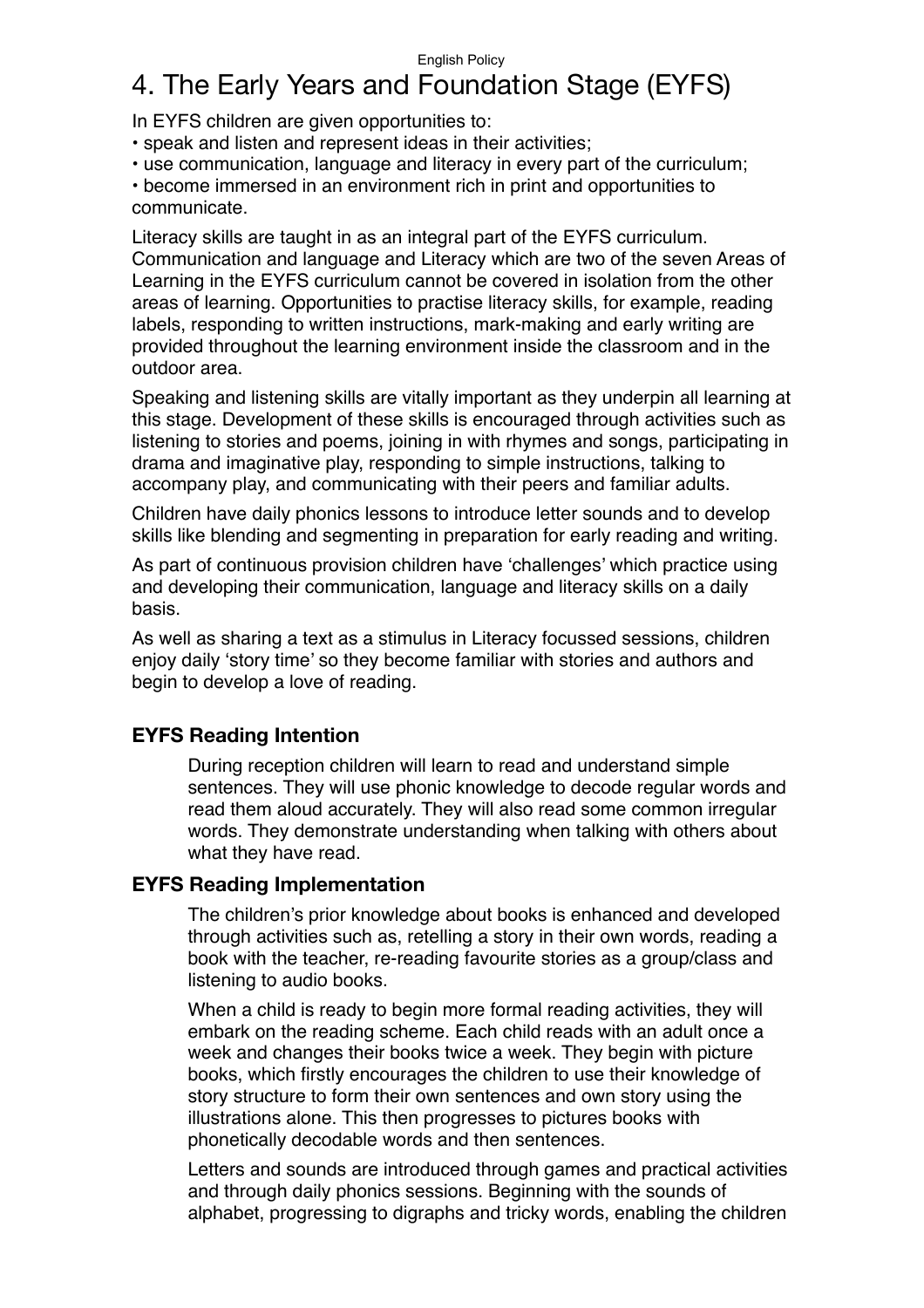# 4. The Early Years and Foundation Stage (EYFS)

In EYFS children are given opportunities to:

- speak and listen and represent ideas in their activities;
- use communication, language and literacy in every part of the curriculum;
- become immersed in an environment rich in print and opportunities to communicate.

Literacy skills are taught in as an integral part of the EYFS curriculum. Communication and language and Literacy which are two of the seven Areas of Learning in the EYFS curriculum cannot be covered in isolation from the other areas of learning. Opportunities to practise literacy skills, for example, reading labels, responding to written instructions, mark-making and early writing are provided throughout the learning environment inside the classroom and in the outdoor area.

Speaking and listening skills are vitally important as they underpin all learning at this stage. Development of these skills is encouraged through activities such as listening to stories and poems, joining in with rhymes and songs, participating in drama and imaginative play, responding to simple instructions, talking to accompany play, and communicating with their peers and familiar adults.

Children have daily phonics lessons to introduce letter sounds and to develop skills like blending and segmenting in preparation for early reading and writing.

As part of continuous provision children have 'challenges' which practice using and developing their communication, language and literacy skills on a daily basis.

As well as sharing a text as a stimulus in Literacy focussed sessions, children enjoy daily 'story time' so they become familiar with stories and authors and begin to develop a love of reading.

### EYFS Reading Intention

During reception children will learn to read and understand simple sentences. They will use phonic knowledge to decode regular words and read them aloud accurately. They will also read some common irregular words. They demonstrate understanding when talking with others about what they have read.

### EYFS Reading Implementation

The children's prior knowledge about books is enhanced and developed through activities such as, retelling a story in their own words, reading a book with the teacher, re-reading favourite stories as a group/class and listening to audio books.

When a child is ready to begin more formal reading activities, they will embark on the reading scheme. Each child reads with an adult once a week and changes their books twice a week. They begin with picture books, which firstly encourages the children to use their knowledge of story structure to form their own sentences and own story using the illustrations alone. This then progresses to pictures books with phonetically decodable words and then sentences.

Letters and sounds are introduced through games and practical activities and through daily phonics sessions. Beginning with the sounds of alphabet, progressing to digraphs and tricky words, enabling the children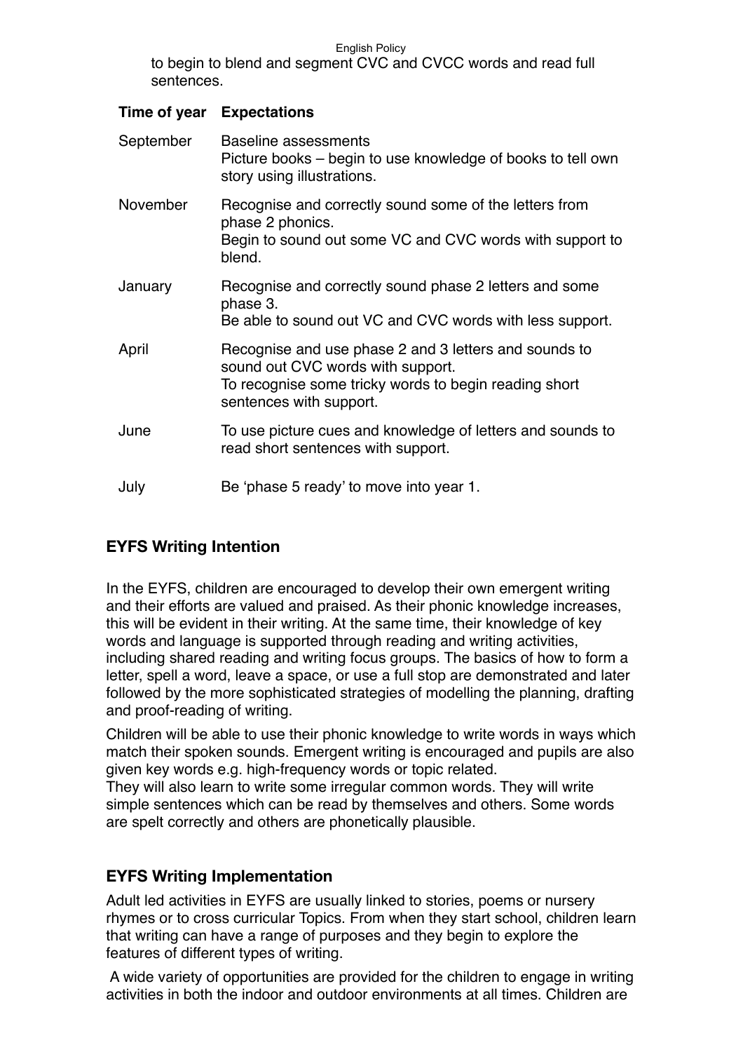to begin to blend and segment CVC and CVCC words and read full sentences.

| Time of year | Expectations |
|---|---|
| September | Baseline assessments<br>Picture books – begin to use knowledge of books to tell own story using illustrations. |
| November | Recognise and correctly sound some of the letters from phase 2 phonics.<br>Begin to sound out some VC and CVC words with support to blend. |
| January | Recognise and correctly sound phase 2 letters and some phase 3.<br>Be able to sound out VC and CVC words with less support. |
| April | Recognise and use phase 2 and 3 letters and sounds to sound out CVC words with support.<br>To recognise some tricky words to begin reading short sentences with support. |
| June | To use picture cues and knowledge of letters and sounds to read short sentences with support. |
| July | Be 'phase 5 ready' to move into year 1. |

## EYFS Writing Intention

In the EYFS, children are encouraged to develop their own emergent writing and their efforts are valued and praised. As their phonic knowledge increases, this will be evident in their writing. At the same time, their knowledge of key words and language is supported through reading and writing activities, including shared reading and writing focus groups. The basics of how to form a letter, spell a word, leave a space, or use a full stop are demonstrated and later followed by the more sophisticated strategies of modelling the planning, drafting and proof-reading of writing.

Children will be able to use their phonic knowledge to write words in ways which match their spoken sounds. Emergent writing is encouraged and pupils are also given key words e.g. high-frequency words or topic related.
They will also learn to write some irregular common words. They will write simple sentences which can be read by themselves and others. Some words are spelt correctly and others are phonetically plausible.

## EYFS Writing Implementation

Adult led activities in EYFS are usually linked to stories, poems or nursery rhymes or to cross curricular Topics. From when they start school, children learn that writing can have a range of purposes and they begin to explore the features of different types of writing.

A wide variety of opportunities are provided for the children to engage in writing activities in both the indoor and outdoor environments at all times. Children are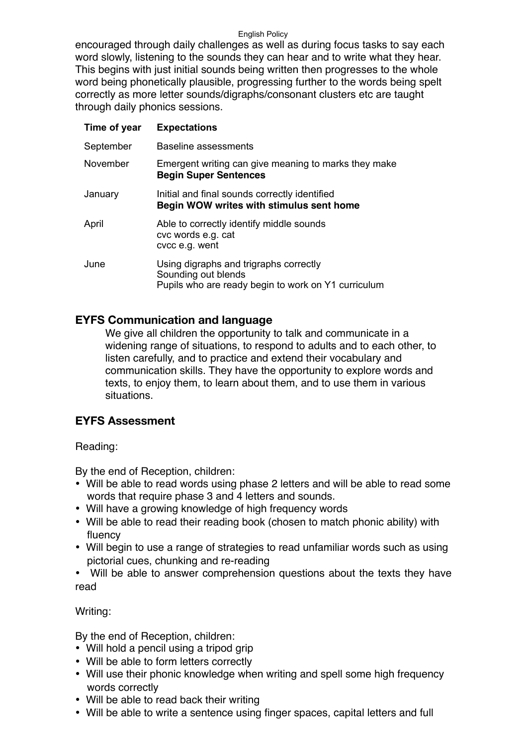encouraged through daily challenges as well as during focus tasks to say each word slowly, listening to the sounds they can hear and to write what they hear. This begins with just initial sounds being written then progresses to the whole word being phonetically plausible, progressing further to the words being spelt correctly as more letter sounds/digraphs/consonant clusters etc are taught through daily phonics sessions.

| Time of year | Expectations |
| --- | --- |
| September | Baseline assessments |
| November | Emergent writing can give meaning to marks they make<br>**Begin Super Sentences** |
| January | Initial and final sounds correctly identified<br>**Begin WOW writes with stimulus sent home** |
| April | Able to correctly identify middle sounds<br>cvc words e.g. cat<br>cvcc e.g. went |
| June | Using digraphs and trigraphs correctly<br>Sounding out blends<br>Pupils who are ready begin to work on Y1 curriculum |

## EYFS Communication and language

We give all children the opportunity to talk and communicate in a widening range of situations, to respond to adults and to each other, to listen carefully, and to practice and extend their vocabulary and communication skills. They have the opportunity to explore words and texts, to enjoy them, to learn about them, and to use them in various situations.

## EYFS Assessment

Reading:

By the end of Reception, children:

- Will be able to read words using phase 2 letters and will be able to read some words that require phase 3 and 4 letters and sounds.
- Will have a growing knowledge of high frequency words
- Will be able to read their reading book (chosen to match phonic ability) with fluency
- Will begin to use a range of strategies to read unfamiliar words such as using pictorial cues, chunking and re-reading
- Will be able to answer comprehension questions about the texts they have read

Writing:

By the end of Reception, children:

- Will hold a pencil using a tripod grip
- Will be able to form letters correctly
- Will use their phonic knowledge when writing and spell some high frequency words correctly
- Will be able to read back their writing
- Will be able to write a sentence using finger spaces, capital letters and full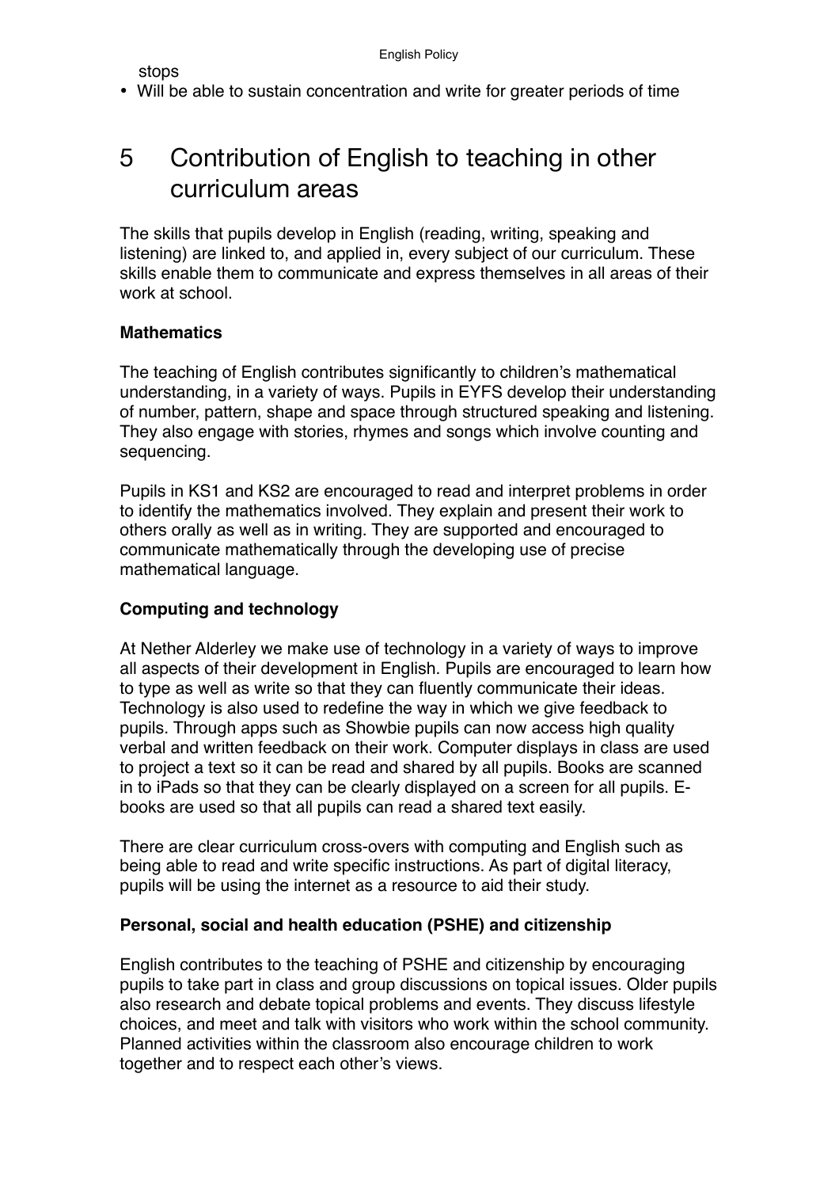stops

- Will be able to sustain concentration and write for greater periods of time

# 5 Contribution of English to teaching in other curriculum areas

The skills that pupils develop in English (reading, writing, speaking and listening) are linked to, and applied in, every subject of our curriculum. These skills enable them to communicate and express themselves in all areas of their work at school.

**Mathematics**

The teaching of English contributes significantly to children's mathematical understanding, in a variety of ways. Pupils in EYFS develop their understanding of number, pattern, shape and space through structured speaking and listening. They also engage with stories, rhymes and songs which involve counting and sequencing.

Pupils in KS1 and KS2 are encouraged to read and interpret problems in order to identify the mathematics involved. They explain and present their work to others orally as well as in writing. They are supported and encouraged to communicate mathematically through the developing use of precise mathematical language.

**Computing and technology**

At Nether Alderley we make use of technology in a variety of ways to improve all aspects of their development in English. Pupils are encouraged to learn how to type as well as write so that they can fluently communicate their ideas. Technology is also used to redefine the way in which we give feedback to pupils. Through apps such as Showbie pupils can now access high quality verbal and written feedback on their work. Computer displays in class are used to project a text so it can be read and shared by all pupils. Books are scanned in to iPads so that they can be clearly displayed on a screen for all pupils. E-books are used so that all pupils can read a shared text easily.

There are clear curriculum cross-overs with computing and English such as being able to read and write specific instructions. As part of digital literacy, pupils will be using the internet as a resource to aid their study.

**Personal, social and health education (PSHE) and citizenship**

English contributes to the teaching of PSHE and citizenship by encouraging pupils to take part in class and group discussions on topical issues. Older pupils also research and debate topical problems and events. They discuss lifestyle choices, and meet and talk with visitors who work within the school community. Planned activities within the classroom also encourage children to work together and to respect each other's views.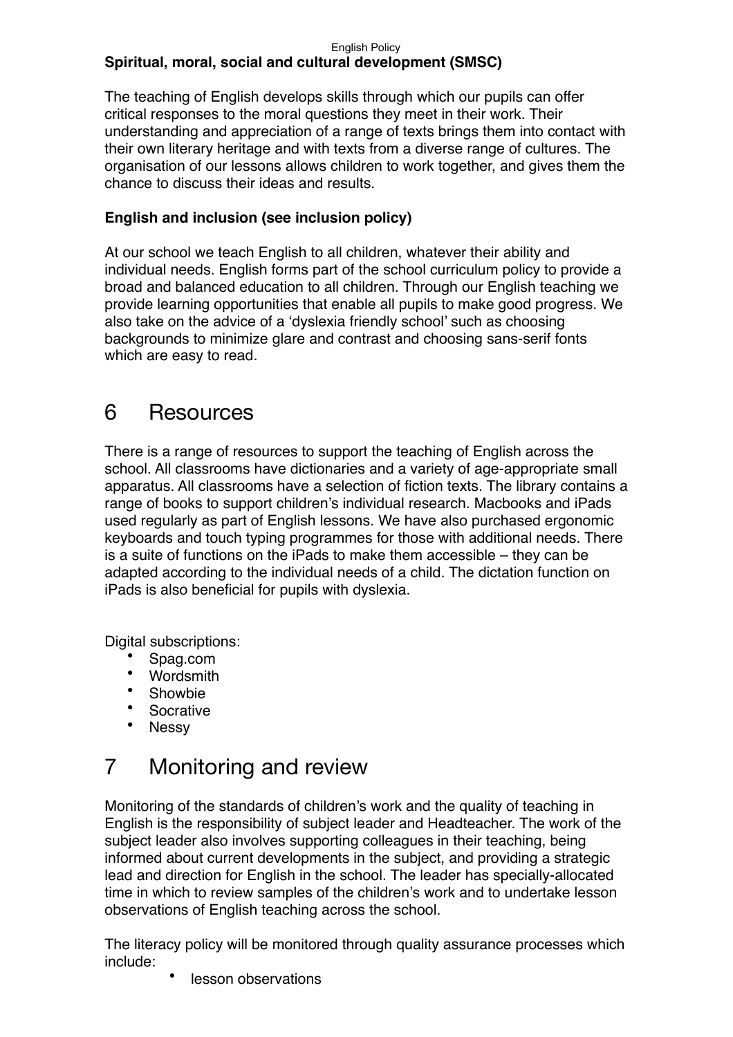**Spiritual, moral, social and cultural development (SMSC)**

The teaching of English develops skills through which our pupils can offer critical responses to the moral questions they meet in their work. Their understanding and appreciation of a range of texts brings them into contact with their own literary heritage and with texts from a diverse range of cultures. The organisation of our lessons allows children to work together, and gives them the chance to discuss their ideas and results.

**English and inclusion (see inclusion policy)**

At our school we teach English to all children, whatever their ability and individual needs. English forms part of the school curriculum policy to provide a broad and balanced education to all children. Through our English teaching we provide learning opportunities that enable all pupils to make good progress. We also take on the advice of a 'dyslexia friendly school' such as choosing backgrounds to minimize glare and contrast and choosing sans-serif fonts which are easy to read.

# 6 Resources

There is a range of resources to support the teaching of English across the school. All classrooms have dictionaries and a variety of age-appropriate small apparatus. All classrooms have a selection of fiction texts. The library contains a range of books to support children's individual research. Macbooks and iPads used regularly as part of English lessons. We have also purchased ergonomic keyboards and touch typing programmes for those with additional needs. There is a suite of functions on the iPads to make them accessible – they can be adapted according to the individual needs of a child. The dictation function on iPads is also beneficial for pupils with dyslexia.

Digital subscriptions:

- Spag.com
- Wordsmith
- Showbie
- Socrative
- Nessy

# 7 Monitoring and review

Monitoring of the standards of children's work and the quality of teaching in English is the responsibility of subject leader and Headteacher. The work of the subject leader also involves supporting colleagues in their teaching, being informed about current developments in the subject, and providing a strategic lead and direction for English in the school. The leader has specially-allocated time in which to review samples of the children's work and to undertake lesson observations of English teaching across the school.

The literacy policy will be monitored through quality assurance processes which include:

- lesson observations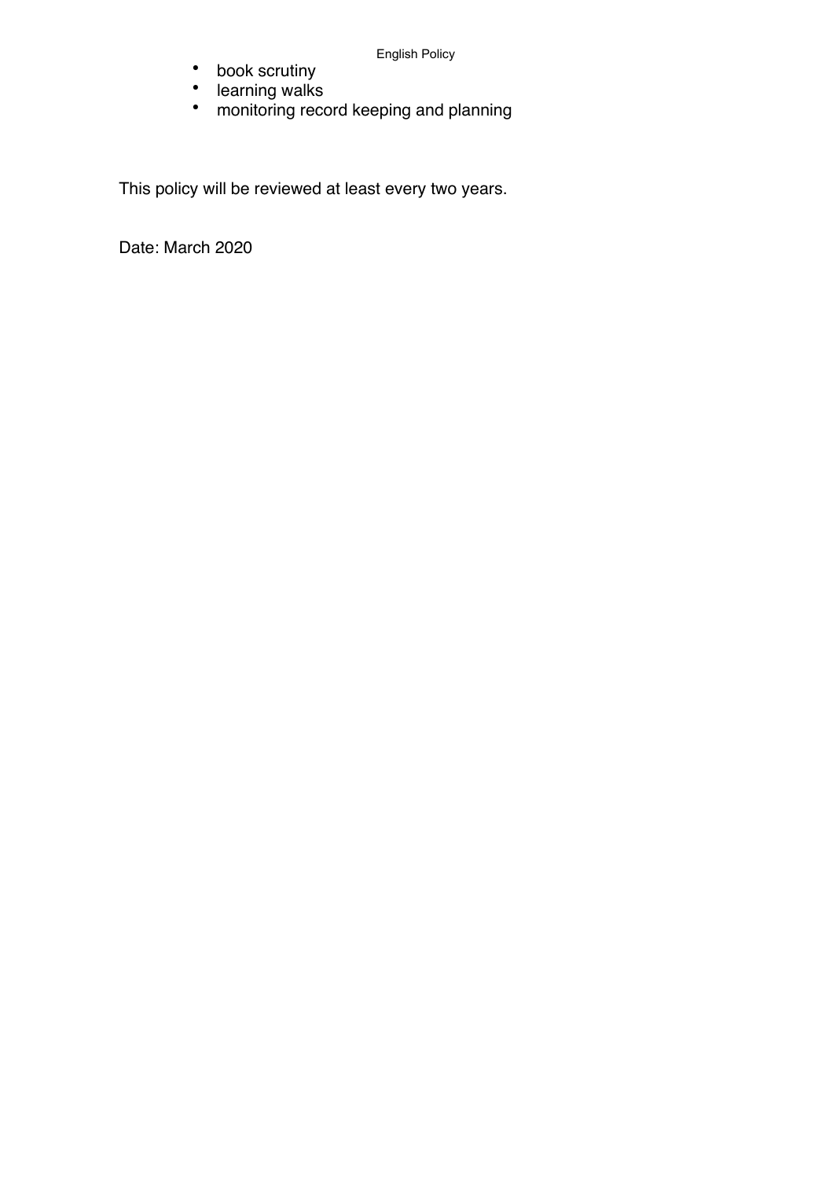- book scrutiny
- learning walks
- monitoring record keeping and planning

This policy will be reviewed at least every two years.

Date: March 2020